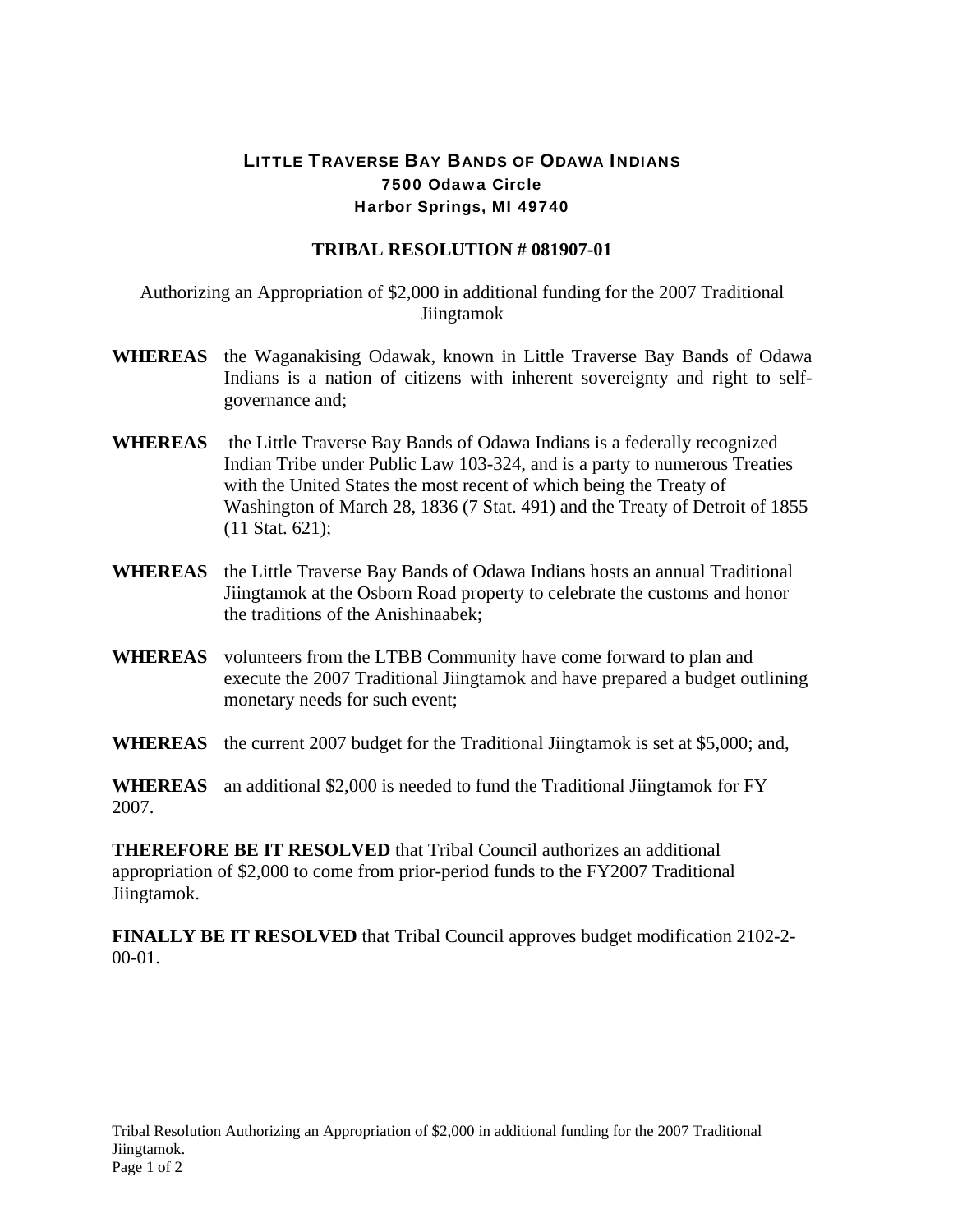# LITTLE TRAVERSE BAY BANDS OF ODAWA INDIANS

**7500 Odawa Circle**
**Harbor Springs, MI 49740**

## TRIBAL RESOLUTION # 081907-01

Authorizing an Appropriation of $2,000 in additional funding for the 2007 Traditional Jiingtamok

**WHEREAS** the Waganakising Odawak, known in Little Traverse Bay Bands of Odawa Indians is a nation of citizens with inherent sovereignty and right to self-governance and;

**WHEREAS** the Little Traverse Bay Bands of Odawa Indians is a federally recognized Indian Tribe under Public Law 103-324, and is a party to numerous Treaties with the United States the most recent of which being the Treaty of Washington of March 28, 1836 (7 Stat. 491) and the Treaty of Detroit of 1855 (11 Stat. 621);

**WHEREAS** the Little Traverse Bay Bands of Odawa Indians hosts an annual Traditional Jiingtamok at the Osborn Road property to celebrate the customs and honor the traditions of the Anishinaabek;

**WHEREAS** volunteers from the LTBB Community have come forward to plan and execute the 2007 Traditional Jiingtamok and have prepared a budget outlining monetary needs for such event;

**WHEREAS** the current 2007 budget for the Traditional Jiingtamok is set at $5,000; and,

**WHEREAS** an additional $2,000 is needed to fund the Traditional Jiingtamok for FY 2007.

**THEREFORE BE IT RESOLVED** that Tribal Council authorizes an additional appropriation of $2,000 to come from prior-period funds to the FY2007 Traditional Jiingtamok.

**FINALLY BE IT RESOLVED** that Tribal Council approves budget modification 2102-2-00-01.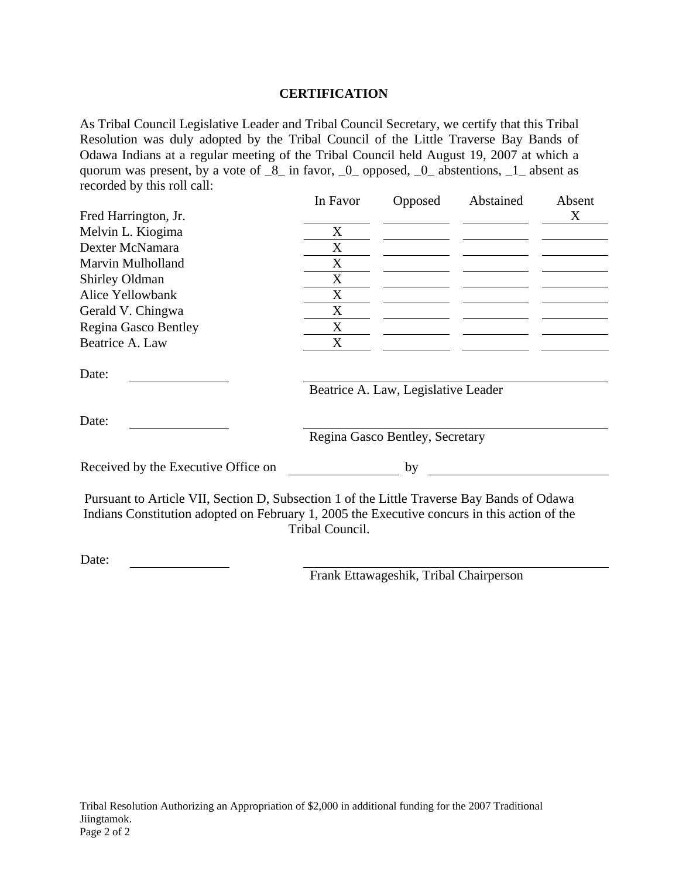**CERTIFICATION**

As Tribal Council Legislative Leader and Tribal Council Secretary, we certify that this Tribal Resolution was duly adopted by the Tribal Council of the Little Traverse Bay Bands of Odawa Indians at a regular meeting of the Tribal Council held August 19, 2007 at which a quorum was present, by a vote of _8_ in favor, _0_ opposed, _0_ abstentions, _1_ absent as recorded by this roll call:

| | In Favor | Opposed | Abstained | Absent |
|---|---|---|---|---|
| Fred Harrington, Jr. | | | | X |
| Melvin L. Kiogima | X | | | |
| Dexter McNamara | X | | | |
| Marvin Mulholland | X | | | |
| Shirley Oldman | X | | | |
| Alice Yellowbank | X | | | |
| Gerald V. Chingwa | X | | | |
| Regina Gasco Bentley | X | | | |
| Beatrice A. Law | X | | | |

Date: ______________ ________________________________
Beatrice A. Law, Legislative Leader

Date: ______________ ________________________________
Regina Gasco Bentley, Secretary

Received by the Executive Office on ______________ by ______________________

Pursuant to Article VII, Section D, Subsection 1 of the Little Traverse Bay Bands of Odawa Indians Constitution adopted on February 1, 2005 the Executive concurs in this action of the Tribal Council.

Date: ______________ ________________________________
Frank Ettawageshik, Tribal Chairperson